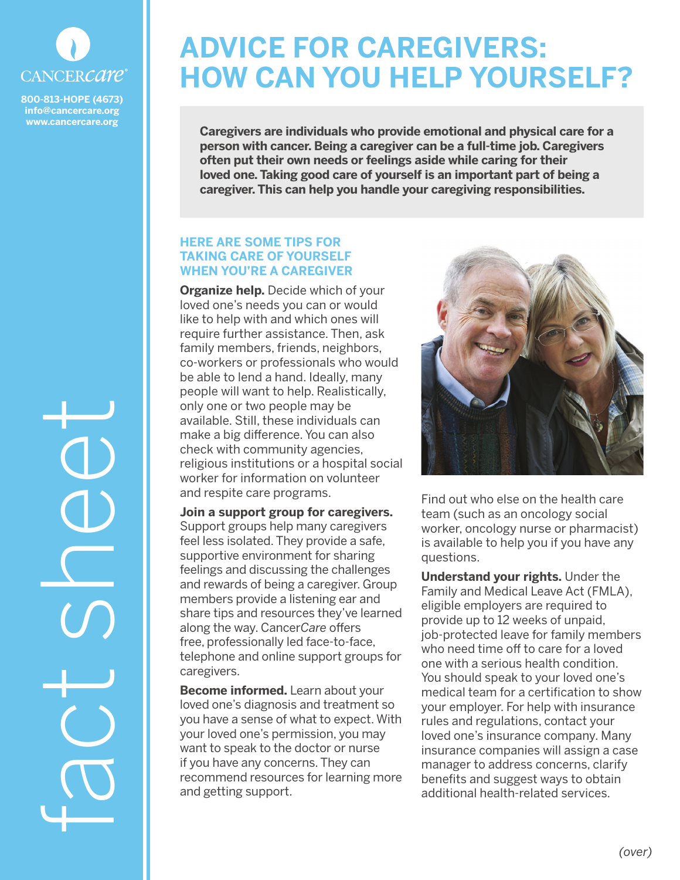CANCERcare

800-813-HOPE (4673)
info@cancercare.org
www.cancercare.org

fact sheet

# ADVICE FOR CAREGIVERS: HOW CAN YOU HELP YOURSELF?

**Caregivers are individuals who provide emotional and physical care for a person with cancer. Being a caregiver can be a full-time job. Caregivers often put their own needs or feelings aside while caring for their loved one. Taking good care of yourself is an important part of being a caregiver. This can help you handle your caregiving responsibilities.**

## HERE ARE SOME TIPS FOR TAKING CARE OF YOURSELF WHEN YOU'RE A CAREGIVER

**Organize help.** Decide which of your loved one's needs you can or would like to help with and which ones will require further assistance. Then, ask family members, friends, neighbors, co-workers or professionals who would be able to lend a hand. Ideally, many people will want to help. Realistically, only one or two people may be available. Still, these individuals can make a big difference. You can also check with community agencies, religious institutions or a hospital social worker for information on volunteer and respite care programs.

**Join a support group for caregivers.** Support groups help many caregivers feel less isolated. They provide a safe, supportive environment for sharing feelings and discussing the challenges and rewards of being a caregiver. Group members provide a listening ear and share tips and resources they've learned along the way. Cancer*Care* offers free, professionally led face-to-face, telephone and online support groups for caregivers.

**Become informed.** Learn about your loved one's diagnosis and treatment so you have a sense of what to expect. With your loved one's permission, you may want to speak to the doctor or nurse if you have any concerns. They can recommend resources for learning more and getting support. Find out who else on the health care team (such as an oncology social worker, oncology nurse or pharmacist) is available to help you if you have any questions.

**Understand your rights.** Under the Family and Medical Leave Act (FMLA), eligible employers are required to provide up to 12 weeks of unpaid, job-protected leave for family members who need time off to care for a loved one with a serious health condition. You should speak to your loved one's medical team for a certification to show your employer. For help with insurance rules and regulations, contact your loved one's insurance company. Many insurance companies will assign a case manager to address concerns, clarify benefits and suggest ways to obtain additional health-related services.

*(over)*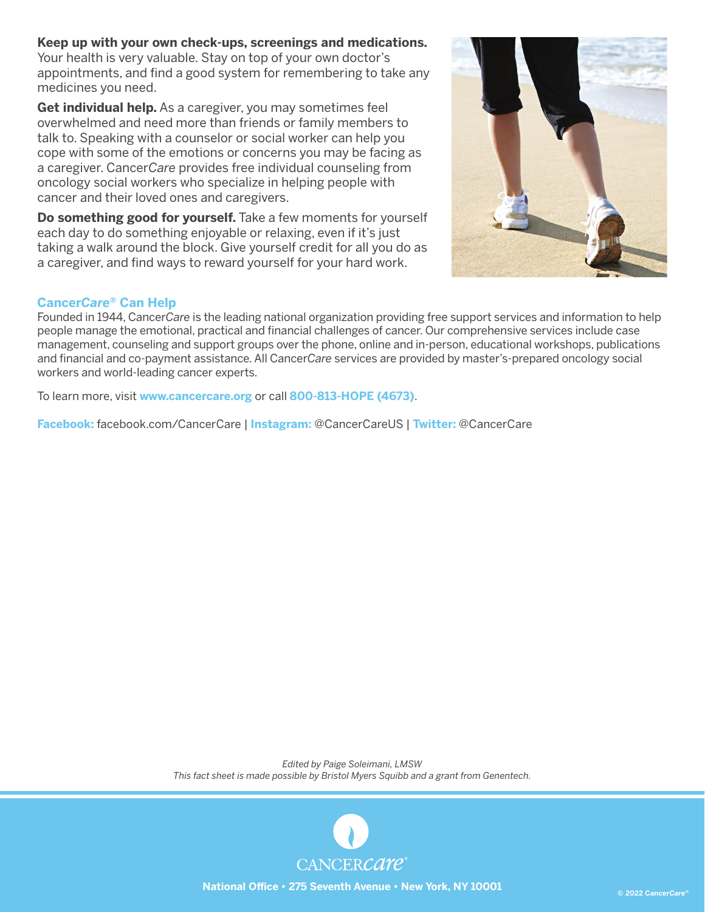**Keep up with your own check-ups, screenings and medications.** Your health is very valuable. Stay on top of your own doctor's appointments, and find a good system for remembering to take any medicines you need.

**Get individual help.** As a caregiver, you may sometimes feel overwhelmed and need more than friends or family members to talk to. Speaking with a counselor or social worker can help you cope with some of the emotions or concerns you may be facing as a caregiver. Cancer*Care* provides free individual counseling from oncology social workers who specialize in helping people with cancer and their loved ones and caregivers.

**Do something good for yourself.** Take a few moments for yourself each day to do something enjoyable or relaxing, even if it's just taking a walk around the block. Give yourself credit for all you do as a caregiver, and find ways to reward yourself for your hard work.

## Cancer*Care*® Can Help

Founded in 1944, Cancer*Care* is the leading national organization providing free support services and information to help people manage the emotional, practical and financial challenges of cancer. Our comprehensive services include case management, counseling and support groups over the phone, online and in-person, educational workshops, publications and financial and co-payment assistance. All Cancer*Care* services are provided by master's-prepared oncology social workers and world-leading cancer experts.

To learn more, visit **www.cancercare.org** or call **800-813-HOPE (4673)**.

**Facebook:** facebook.com/CancerCare | **Instagram:** @CancerCareUS | **Twitter:** @CancerCare

*Edited by Paige Soleimani, LMSW*
*This fact sheet is made possible by Bristol Myers Squibb and a grant from Genentech.*

CANCER*care*®

**National Office • 275 Seventh Avenue • New York, NY 10001**

© 2022 Cancer*Care*®